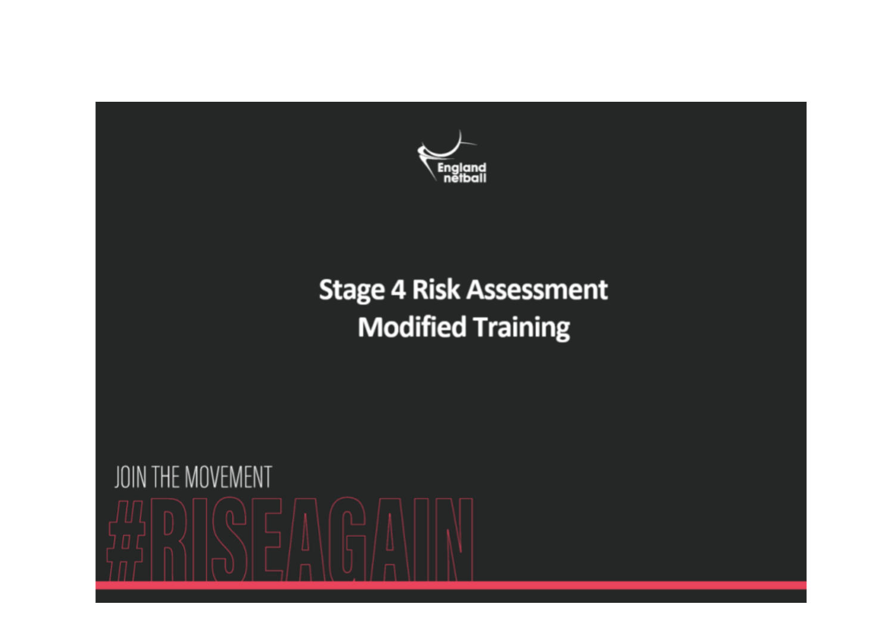England netball

# Stage 4 Risk Assessment
# Modified Training

JOIN THE MOVEMENT

#RISEAGAIN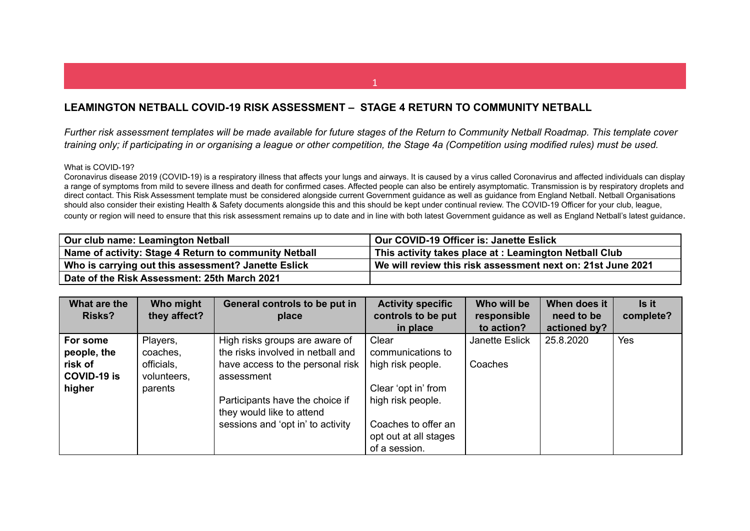## LEAMINGTON NETBALL COVID-19 RISK ASSESSMENT – STAGE 4 RETURN TO COMMUNITY NETBALL

*Further risk assessment templates will be made available for future stages of the Return to Community Netball Roadmap. This template cover training only; if participating in or organising a league or other competition, the Stage 4a (Competition using modified rules) must be used.*

What is COVID-19?

Coronavirus disease 2019 (COVID-19) is a respiratory illness that affects your lungs and airways. It is caused by a virus called Coronavirus and affected individuals can display a range of symptoms from mild to severe illness and death for confirmed cases. Affected people can also be entirely asymptomatic. Transmission is by respiratory droplets and direct contact. This Risk Assessment template must be considered alongside current Government guidance as well as guidance from England Netball. Netball Organisations should also consider their existing Health & Safety documents alongside this and this should be kept under continual review. The COVID-19 Officer for your club, league, county or region will need to ensure that this risk assessment remains up to date and in line with both latest Government guidance as well as England Netball's latest guidance.

| **Our club name: Leamington Netball** | **Our COVID-19 Officer is: Janette Eslick** |
|---|---|
| **Name of activity: Stage 4 Return to community Netball** | **This activity takes place at : Leamington Netball Club** |
| **Who is carrying out this assessment? Janette Eslick** | **We will review this risk assessment next on: 21st June 2021** |
| **Date of the Risk Assessment: 25th March 2021** | |

| What are the Risks? | Who might they affect? | General controls to be put in place | Activity specific controls to be put in place | Who will be responsible to action? | When does it need to be actioned by? | Is it complete? |
|---|---|---|---|---|---|---|
| **For some people, the risk of COVID-19 is higher** | Players, coaches, officials, volunteers, parents | High risks groups are aware of the risks involved in netball and have access to the personal risk assessment<br><br>Participants have the choice if they would like to attend sessions and 'opt in' to activity | Clear communications to high risk people.<br><br>Clear 'opt in' from high risk people.<br><br>Coaches to offer an opt out at all stages of a session. | Janette Eslick<br><br>Coaches | 25.8.2020 | Yes |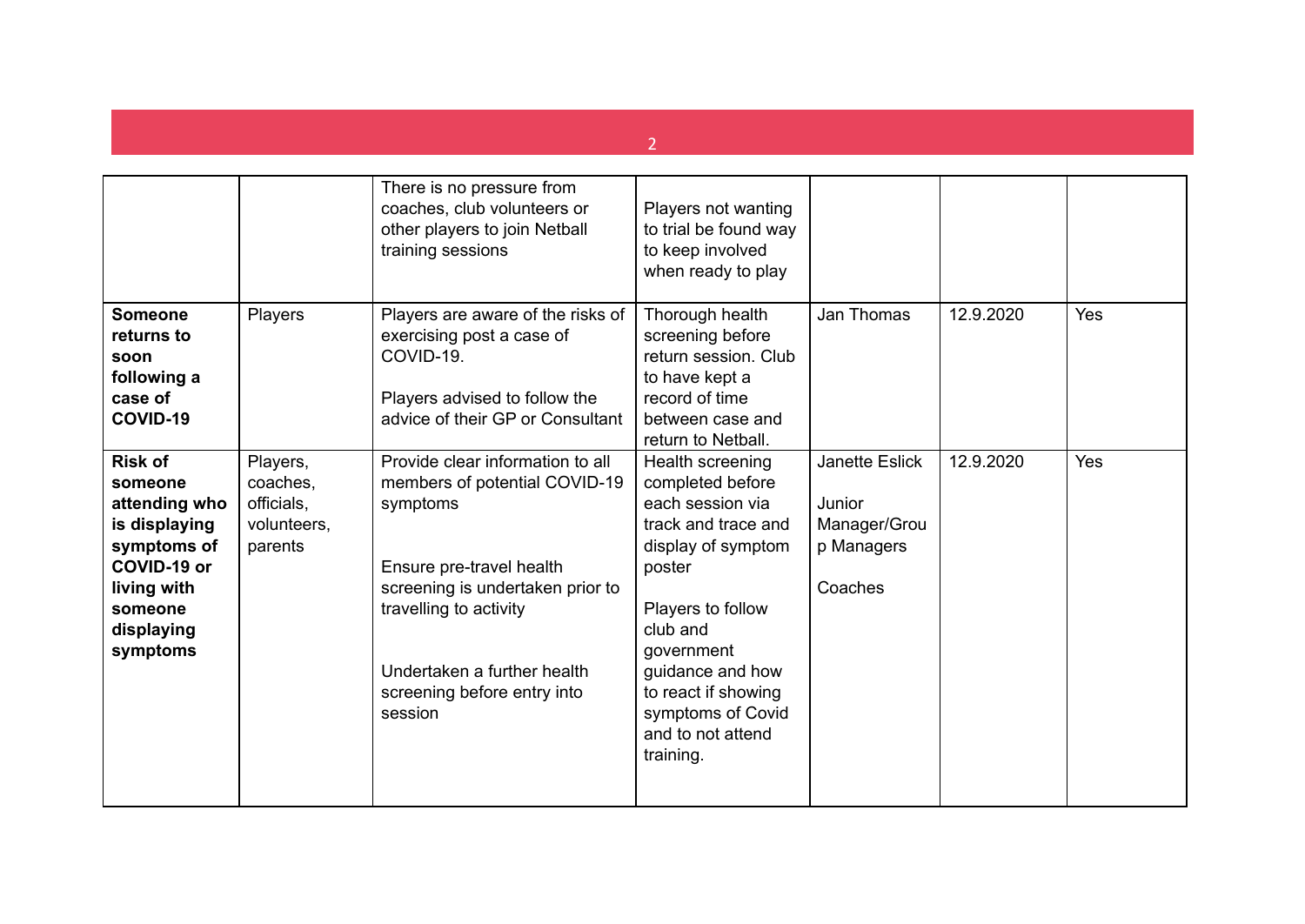| | | | | | | |
|---|---|---|---|---|---|---|
| | | There is no pressure from coaches, club volunteers or other players to join Netball training sessions | Players not wanting to trial be found way to keep involved when ready to play | | | |
| **Someone returns to soon following a case of COVID-19** | Players | Players are aware of the risks of exercising post a case of COVID-19.<br><br>Players advised to follow the advice of their GP or Consultant | Thorough health screening before return session. Club to have kept a record of time between case and return to Netball. | Jan Thomas | 12.9.2020 | Yes |
| **Risk of someone attending who is displaying symptoms of COVID-19 or living with someone displaying symptoms** | Players, coaches, officials, volunteers, parents | Provide clear information to all members of potential COVID-19 symptoms<br><br>Ensure pre-travel health screening is undertaken prior to travelling to activity<br><br>Undertaken a further health screening before entry into session | Health screening completed before each session via track and trace and display of symptom poster<br><br>Players to follow club and government guidance and how to react if showing symptoms of Covid and to not attend training. | Janette Eslick<br><br>Junior Manager/Group Managers<br><br>Coaches | 12.9.2020 | Yes |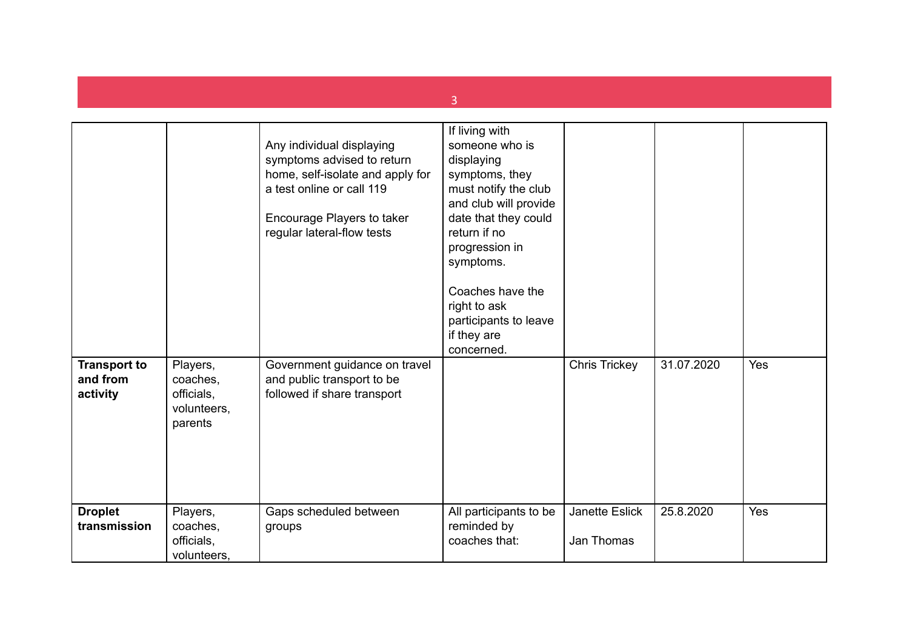| | | | | | | |
|---|---|---|---|---|---|---|
| | | Any individual displaying symptoms advised to return home, self-isolate and apply for a test online or call 119<br><br>Encourage Players to taker regular lateral-flow tests | If living with someone who is displaying symptoms, they must notify the club and club will provide date that they could return if no progression in symptoms.<br><br>Coaches have the right to ask participants to leave if they are concerned. | | | |
| **Transport to and from activity** | Players, coaches, officials, volunteers, parents | Government guidance on travel and public transport to be followed if share transport | | Chris Trickey | 31.07.2020 | Yes |
| **Droplet transmission** | Players, coaches, officials, volunteers, | Gaps scheduled between groups | All participants to be reminded by coaches that: | Janette Eslick<br><br>Jan Thomas | 25.8.2020 | Yes |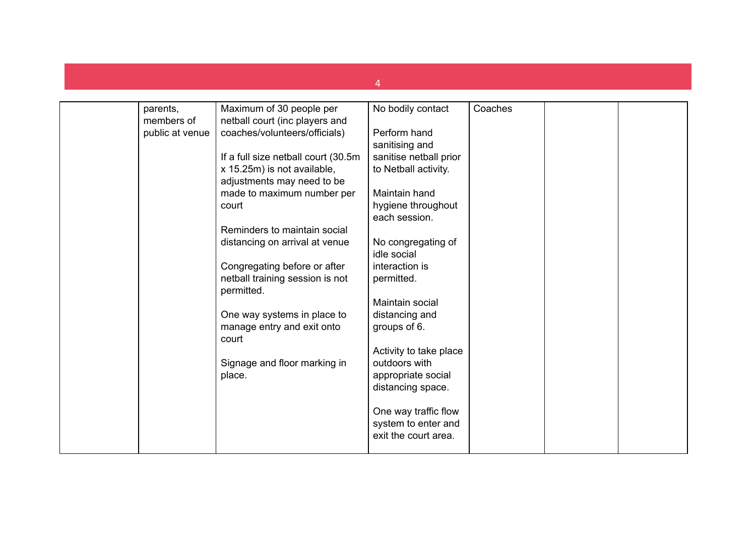| | | | | | | |
|---|---|---|---|---|---|---|
| | parents, members of public at venue | Maximum of 30 people per netball court (inc players and coaches/volunteers/officials)<br><br>If a full size netball court (30.5m x 15.25m) is not available, adjustments may need to be made to maximum number per court<br><br>Reminders to maintain social distancing on arrival at venue<br><br>Congregating before or after netball training session is not permitted.<br><br>One way systems in place to manage entry and exit onto court<br><br>Signage and floor marking in place. | No bodily contact<br><br>Perform hand sanitising and sanitise netball prior to Netball activity.<br><br>Maintain hand hygiene throughout each session.<br><br>No congregating of idle social interaction is permitted.<br><br>Maintain social distancing and groups of 6.<br><br>Activity to take place outdoors with appropriate social distancing space.<br><br>One way traffic flow system to enter and exit the court area. | Coaches | | |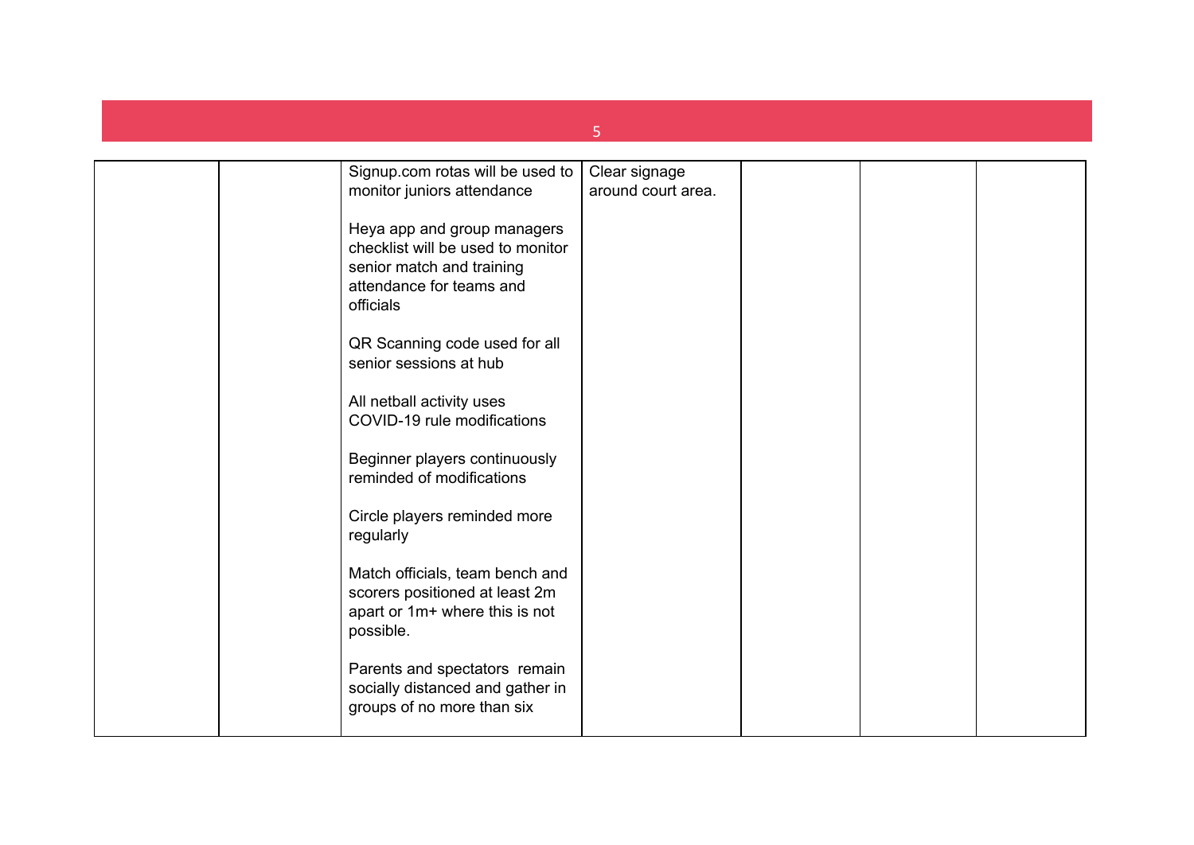| | | | | | | |
|---|---|---|---|---|---|---|
| | | Signup.com rotas will be used to monitor juniors attendance<br><br>Heya app and group managers checklist will be used to monitor senior match and training attendance for teams and officials<br><br>QR Scanning code used for all senior sessions at hub<br><br>All netball activity uses COVID-19 rule modifications<br><br>Beginner players continuously reminded of modifications<br><br>Circle players reminded more regularly<br><br>Match officials, team bench and scorers positioned at least 2m apart or 1m+ where this is not possible.<br><br>Parents and spectators remain socially distanced and gather in groups of no more than six | Clear signage around court area. | | | |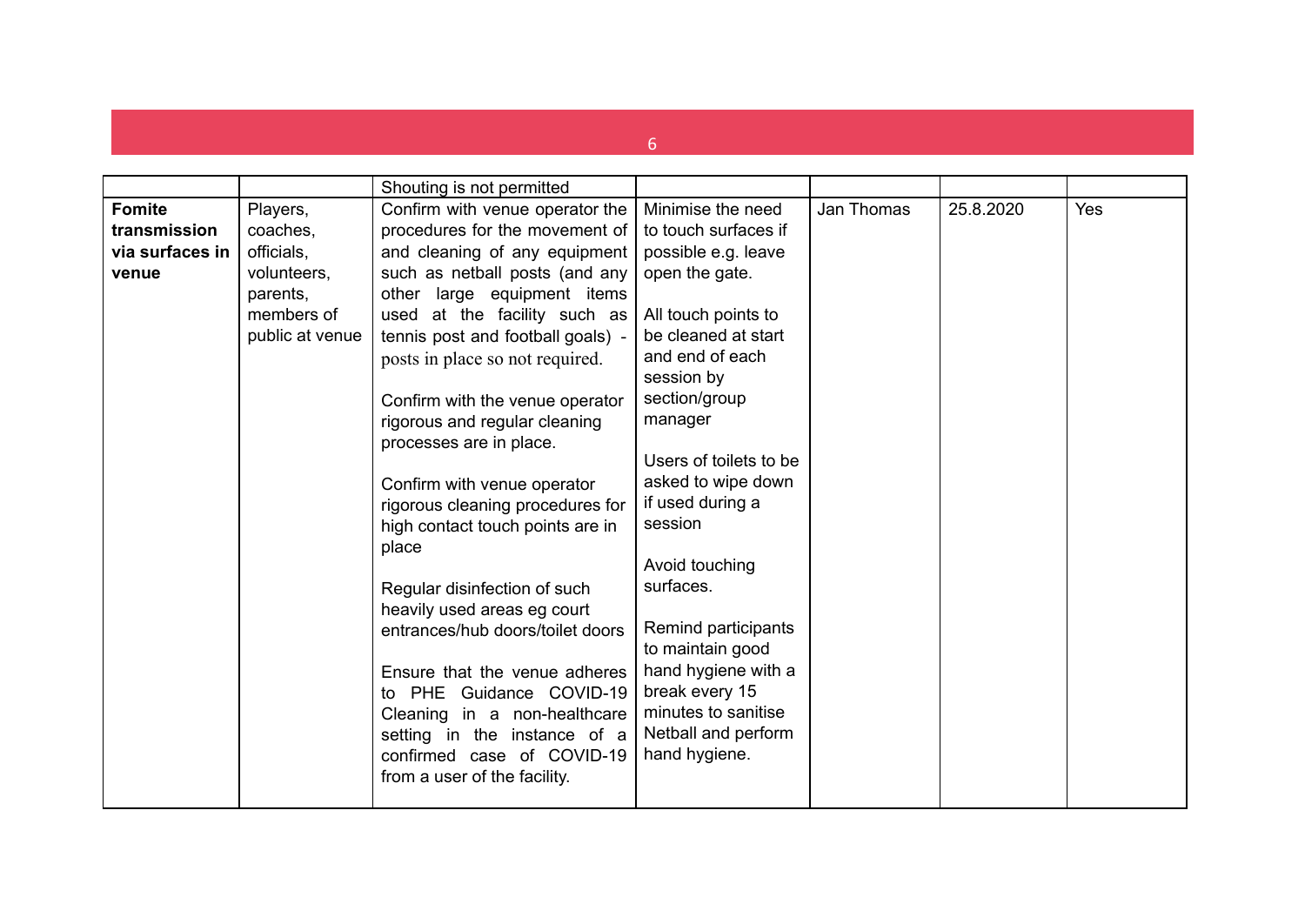| | | | | | | |
|---|---|---|---|---|---|---|
| | | Shouting is not permitted | | | | |
| **Fomite transmission via surfaces in venue** | Players, coaches, officials, volunteers, parents, members of public at venue | Confirm with venue operator the procedures for the movement of and cleaning of any equipment such as netball posts (and any other large equipment items used at the facility such as tennis post and football goals) - posts in place so not required.<br><br>Confirm with the venue operator rigorous and regular cleaning processes are in place.<br><br>Confirm with venue operator rigorous cleaning procedures for high contact touch points are in place<br><br>Regular disinfection of such heavily used areas eg court entrances/hub doors/toilet doors<br><br>Ensure that the venue adheres to PHE Guidance COVID-19 Cleaning in a non-healthcare setting in the instance of a confirmed case of COVID-19 from a user of the facility. | Minimise the need to touch surfaces if possible e.g. leave open the gate.<br><br>All touch points to be cleaned at start and end of each session by section/group manager<br><br>Users of toilets to be asked to wipe down if used during a session<br><br>Avoid touching surfaces.<br><br>Remind participants to maintain good hand hygiene with a break every 15 minutes to sanitise Netball and perform hand hygiene. | Jan Thomas | 25.8.2020 | Yes |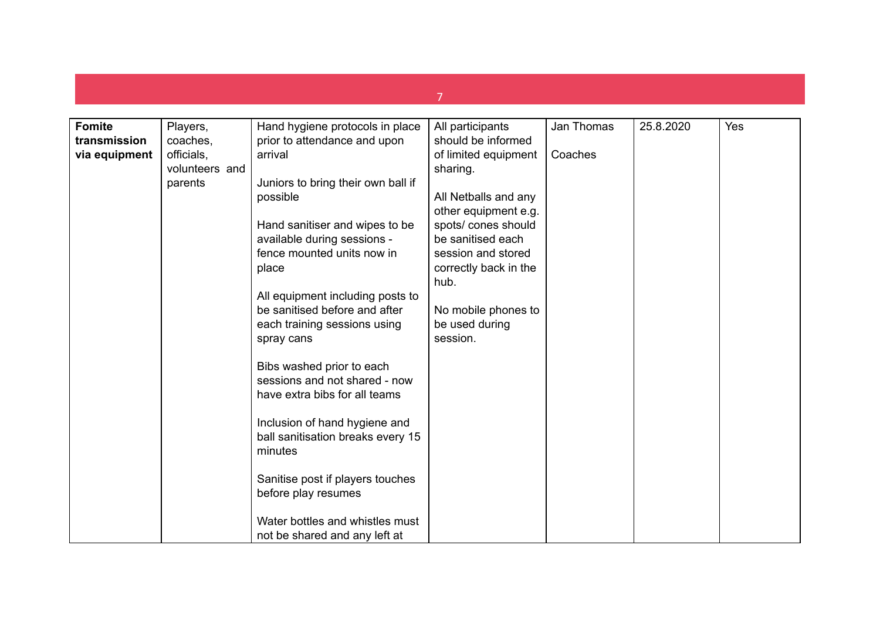| **Fomite transmission via equipment** | Players, coaches, officials, volunteers and parents | Hand hygiene protocols in place prior to attendance and upon arrival<br><br>Juniors to bring their own ball if possible<br><br>Hand sanitiser and wipes to be available during sessions - fence mounted units now in place<br><br>All equipment including posts to be sanitised before and after each training sessions using spray cans<br><br>Bibs washed prior to each sessions and not shared - now have extra bibs for all teams<br><br>Inclusion of hand hygiene and ball sanitisation breaks every 15 minutes<br><br>Sanitise post if players touches before play resumes<br><br>Water bottles and whistles must not be shared and any left at | All participants should be informed of limited equipment sharing.<br><br>All Netballs and any other equipment e.g. spots/ cones should be sanitised each session and stored correctly back in the hub.<br><br>No mobile phones to be used during session. | Jan Thomas<br><br>Coaches | 25.8.2020 | Yes |
|---|---|---|---|---|---|---|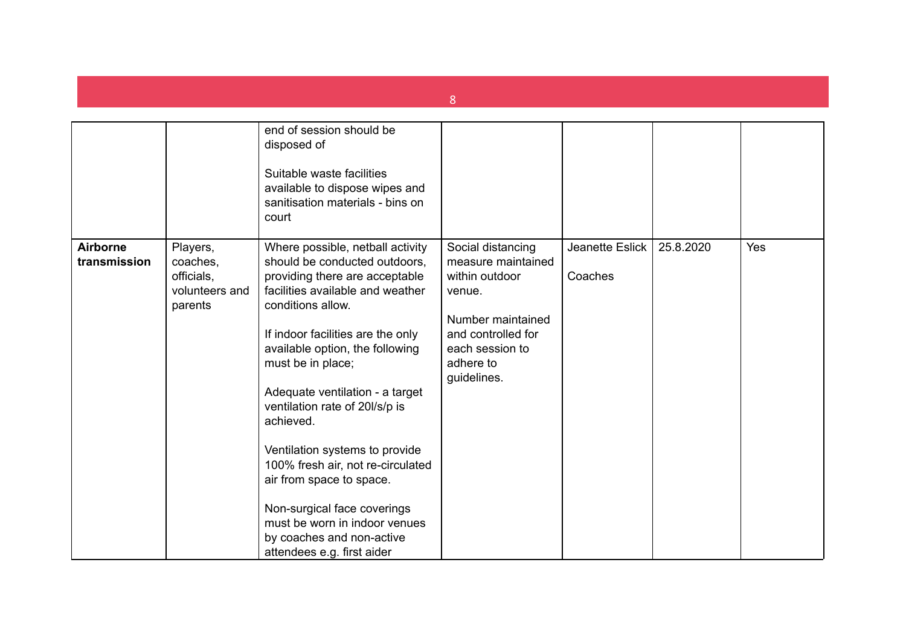| | | | | | | |
|---|---|---|---|---|---|---|
| | | end of session should be disposed of<br><br>Suitable waste facilities available to dispose wipes and sanitisation materials - bins on court | | | | |
| **Airborne transmission** | Players, coaches, officials, volunteers and parents | Where possible, netball activity should be conducted outdoors, providing there are acceptable facilities available and weather conditions allow.<br><br>If indoor facilities are the only available option, the following must be in place;<br><br>Adequate ventilation - a target ventilation rate of 20l/s/p is achieved.<br><br>Ventilation systems to provide 100% fresh air, not re-circulated air from space to space.<br><br>Non-surgical face coverings must be worn in indoor venues by coaches and non-active attendees e.g. first aider | Social distancing measure maintained within outdoor venue.<br><br>Number maintained and controlled for each session to adhere to guidelines. | Jeanette Eslick<br><br>Coaches | 25.8.2020 | Yes |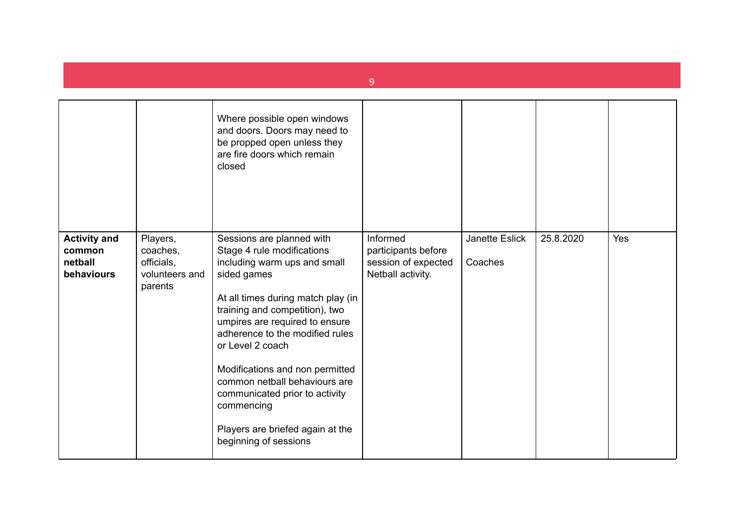| | | | | | | |
|---|---|---|---|---|---|---|
| | | Where possible open windows and doors. Doors may need to be propped open unless they are fire doors which remain closed | | | | |
| **Activity and common netball behaviours** | Players, coaches, officials, volunteers and parents | Sessions are planned with Stage 4 rule modifications including warm ups and small sided games<br><br>At all times during match play (in training and competition), two umpires are required to ensure adherence to the modified rules or Level 2 coach<br><br>Modifications and non permitted common netball behaviours are communicated prior to activity commencing<br><br>Players are briefed again at the beginning of sessions | Informed participants before session of expected Netball activity. | Janette Eslick<br><br>Coaches | 25.8.2020 | Yes |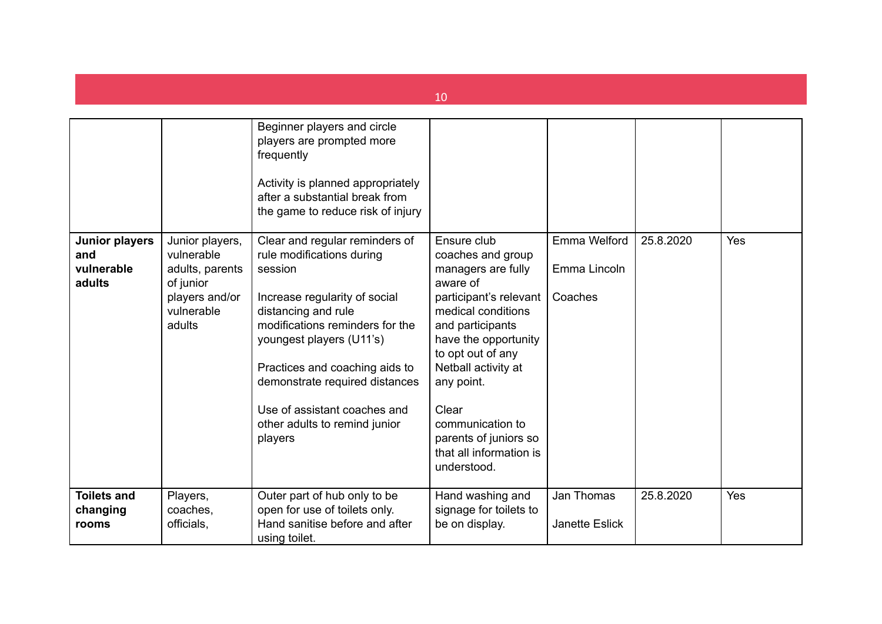| | | | | | | |
|---|---|---|---|---|---|---|
| | | Beginner players and circle players are prompted more frequently<br><br>Activity is planned appropriately after a substantial break from the game to reduce risk of injury | | | | |
| **Junior players and vulnerable adults** | Junior players, vulnerable adults, parents of junior players and/or vulnerable adults | Clear and regular reminders of rule modifications during session<br><br>Increase regularity of social distancing and rule modifications reminders for the youngest players (U11's)<br><br>Practices and coaching aids to demonstrate required distances<br><br>Use of assistant coaches and other adults to remind junior players | Ensure club coaches and group managers are fully aware of participant's relevant medical conditions and participants have the opportunity to opt out of any Netball activity at any point.<br><br>Clear communication to parents of juniors so that all information is understood. | Emma Welford<br><br>Emma Lincoln<br><br>Coaches | 25.8.2020 | Yes |
| **Toilets and changing rooms** | Players, coaches, officials, | Outer part of hub only to be open for use of toilets only. Hand sanitise before and after using toilet. | Hand washing and signage for toilets to be on display. | Jan Thomas<br><br>Janette Eslick | 25.8.2020 | Yes |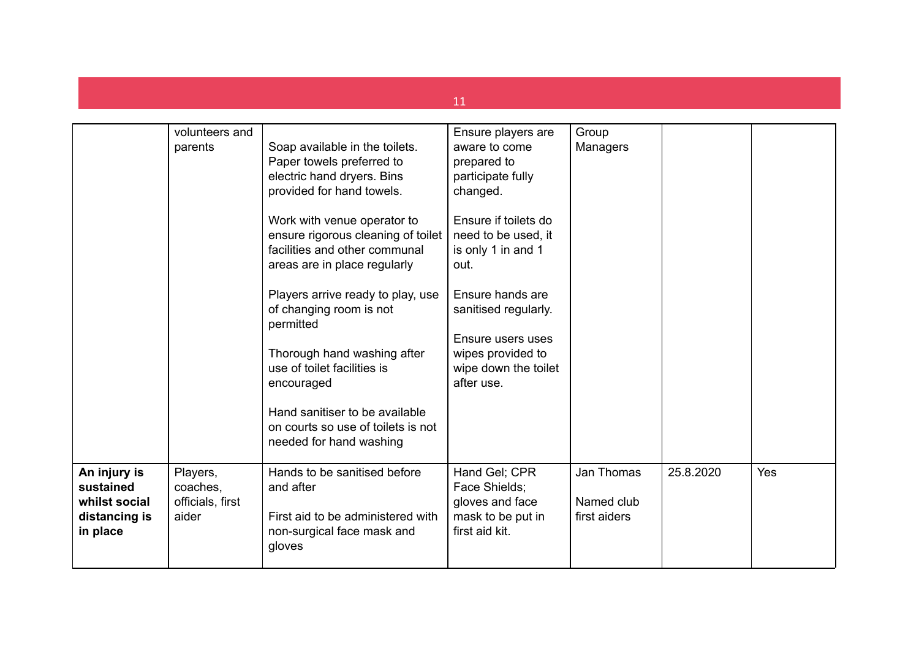| | | | | | | |
|---|---|---|---|---|---|---|
| | volunteers and parents | Soap available in the toilets. Paper towels preferred to electric hand dryers. Bins provided for hand towels.<br><br>Work with venue operator to ensure rigorous cleaning of toilet facilities and other communal areas are in place regularly<br><br>Players arrive ready to play, use of changing room is not permitted<br><br>Thorough hand washing after use of toilet facilities is encouraged<br><br>Hand sanitiser to be available on courts so use of toilets is not needed for hand washing | Ensure players are aware to come prepared to participate fully changed.<br><br>Ensure if toilets do need to be used, it is only 1 in and 1 out.<br><br>Ensure hands are sanitised regularly.<br><br>Ensure users uses wipes provided to wipe down the toilet after use. | Group Managers | | |
| **An injury is sustained whilst social distancing is in place** | Players, coaches, officials, first aider | Hands to be sanitised before and after<br><br>First aid to be administered with non-surgical face mask and gloves | Hand Gel; CPR Face Shields; gloves and face mask to be put in first aid kit. | Jan Thomas<br><br>Named club first aiders | 25.8.2020 | Yes |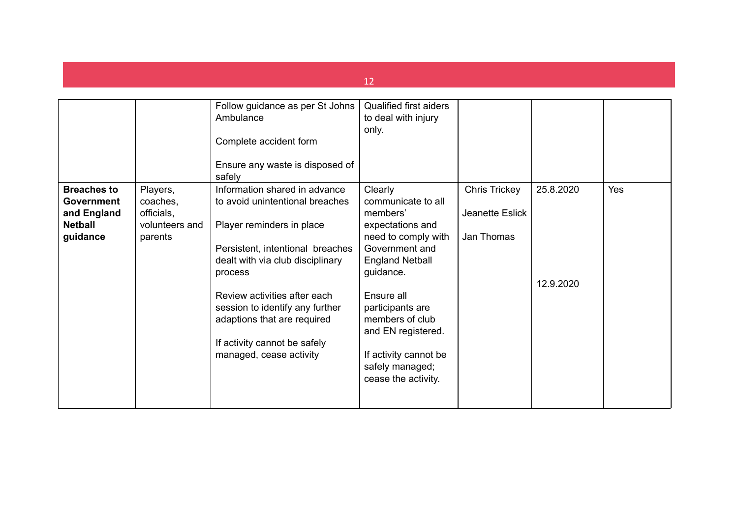| | | | | | | |
|---|---|---|---|---|---|---|
| | | Follow guidance as per St Johns Ambulance<br><br>Complete accident form<br><br>Ensure any waste is disposed of safely | Qualified first aiders to deal with injury only. | | | |
| **Breaches to Government and England Netball guidance** | Players, coaches, officials, volunteers and parents | Information shared in advance to avoid unintentional breaches<br><br>Player reminders in place<br><br>Persistent, intentional breaches dealt with via club disciplinary process<br><br>Review activities after each session to identify any further adaptions that are required<br><br>If activity cannot be safely managed, cease activity | Clearly communicate to all members' expectations and need to comply with Government and England Netball guidance.<br><br>Ensure all participants are members of club and EN registered.<br><br>If activity cannot be safely managed; cease the activity. | Chris Trickey<br><br>Jeanette Eslick<br><br>Jan Thomas | 25.8.2020<br><br>12.9.2020 | Yes |